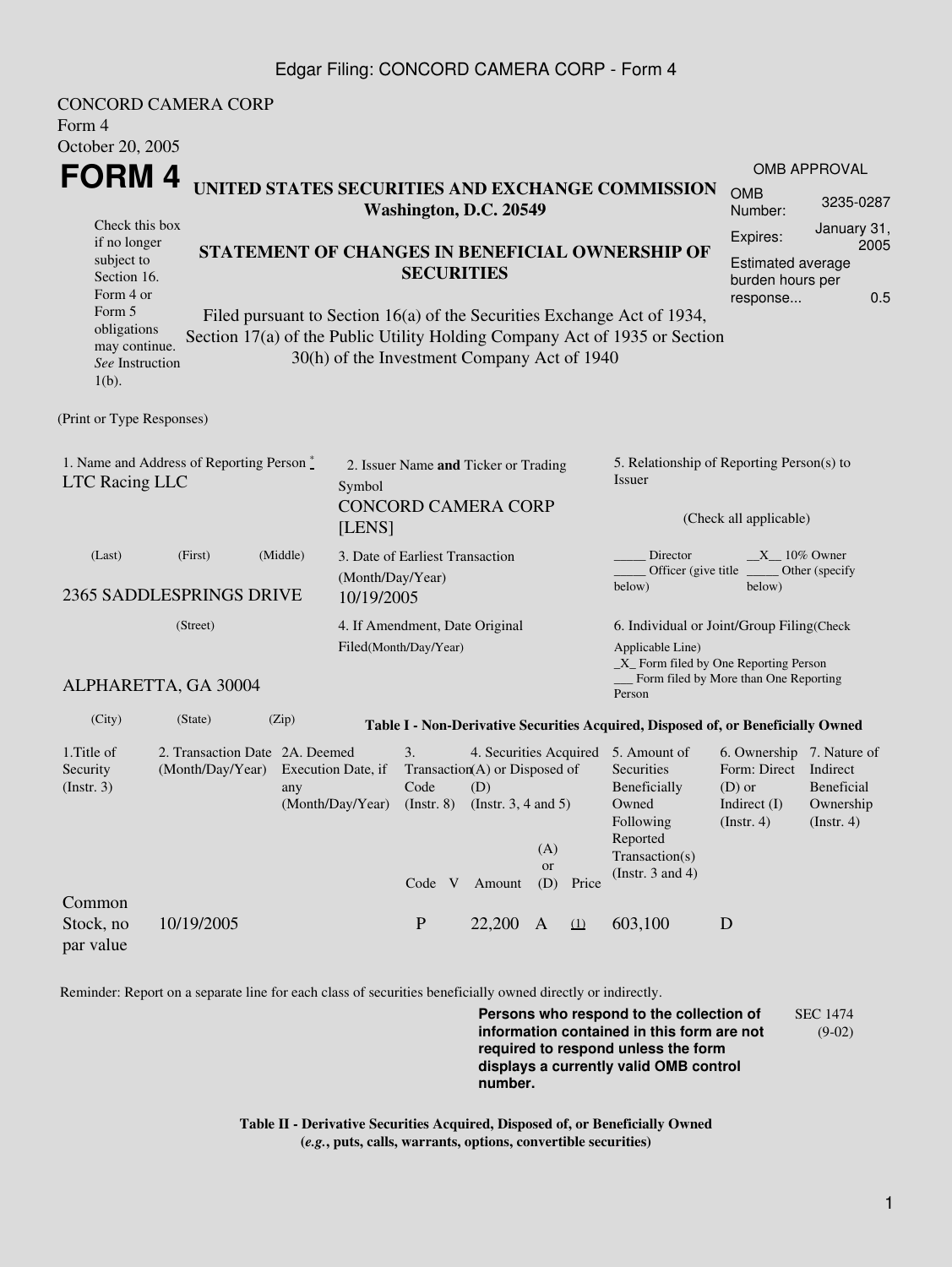CONCORD CAMERA CORP
Form 4
October 20, 2005

# FORM 4

## UNITED STATES SECURITIES AND EXCHANGE COMMISSION
**Washington, D.C. 20549**

| OMB APPROVAL | |
|---|---|
| OMB Number: | 3235-0287 |
| Expires: | January 31, 2005 |
| Estimated average burden hours per response... | 0.5 |

Check this box if no longer subject to Section 16. Form 4 or Form 5 obligations may continue. *See* Instruction 1(b).

## STATEMENT OF CHANGES IN BENEFICIAL OWNERSHIP OF SECURITIES

Filed pursuant to Section 16(a) of the Securities Exchange Act of 1934, Section 17(a) of the Public Utility Holding Company Act of 1935 or Section 30(h) of the Investment Company Act of 1940

(Print or Type Responses)

1. Name and Address of Reporting Person *
LTC Racing LLC

(Last) (First) (Middle)

2365 SADDLESPRINGS DRIVE

(Street)

ALPHARETTA, GA 30004

(City) (State) (Zip)

2. Issuer Name **and** Ticker or Trading Symbol
CONCORD CAMERA CORP [LENS]

3. Date of Earliest Transaction (Month/Day/Year)
10/19/2005

4. If Amendment, Date Original Filed(Month/Day/Year)

5. Relationship of Reporting Person(s) to Issuer

(Check all applicable)

_____ Director __X__ 10% Owner
_____ Officer (give title below) _____ Other (specify below)

6. Individual or Joint/Group Filing(Check Applicable Line)
_X_ Form filed by One Reporting Person
___ Form filed by More than One Reporting Person

**Table I - Non-Derivative Securities Acquired, Disposed of, or Beneficially Owned**

| 1.Title of Security (Instr. 3) | 2. Transaction Date (Month/Day/Year) | 2A. Deemed Execution Date, if any (Month/Day/Year) | 3. Transaction Code (Instr. 8) | | 4. Securities Acquired (A) or Disposed of (D) (Instr. 3, 4 and 5) | | | 5. Amount of Securities Beneficially Owned Following Reported Transaction(s) (Instr. 3 and 4) | 6. Ownership Form: Direct (D) or Indirect (I) (Instr. 4) | 7. Nature of Indirect Beneficial Ownership (Instr. 4) |
|---|---|---|---|---|---|---|---|---|---|---|
| | | | Code | V | Amount | (A) or (D) | Price | | | |
| Common Stock, no par value | 10/19/2005 | | P | | 22,200 | A | (1) | 603,100 | D | |

Reminder: Report on a separate line for each class of securities beneficially owned directly or indirectly.

**Persons who respond to the collection of information contained in this form are not required to respond unless the form displays a currently valid OMB control number.**

SEC 1474 (9-02)

**Table II - Derivative Securities Acquired, Disposed of, or Beneficially Owned**
**(*e.g.*, puts, calls, warrants, options, convertible securities)**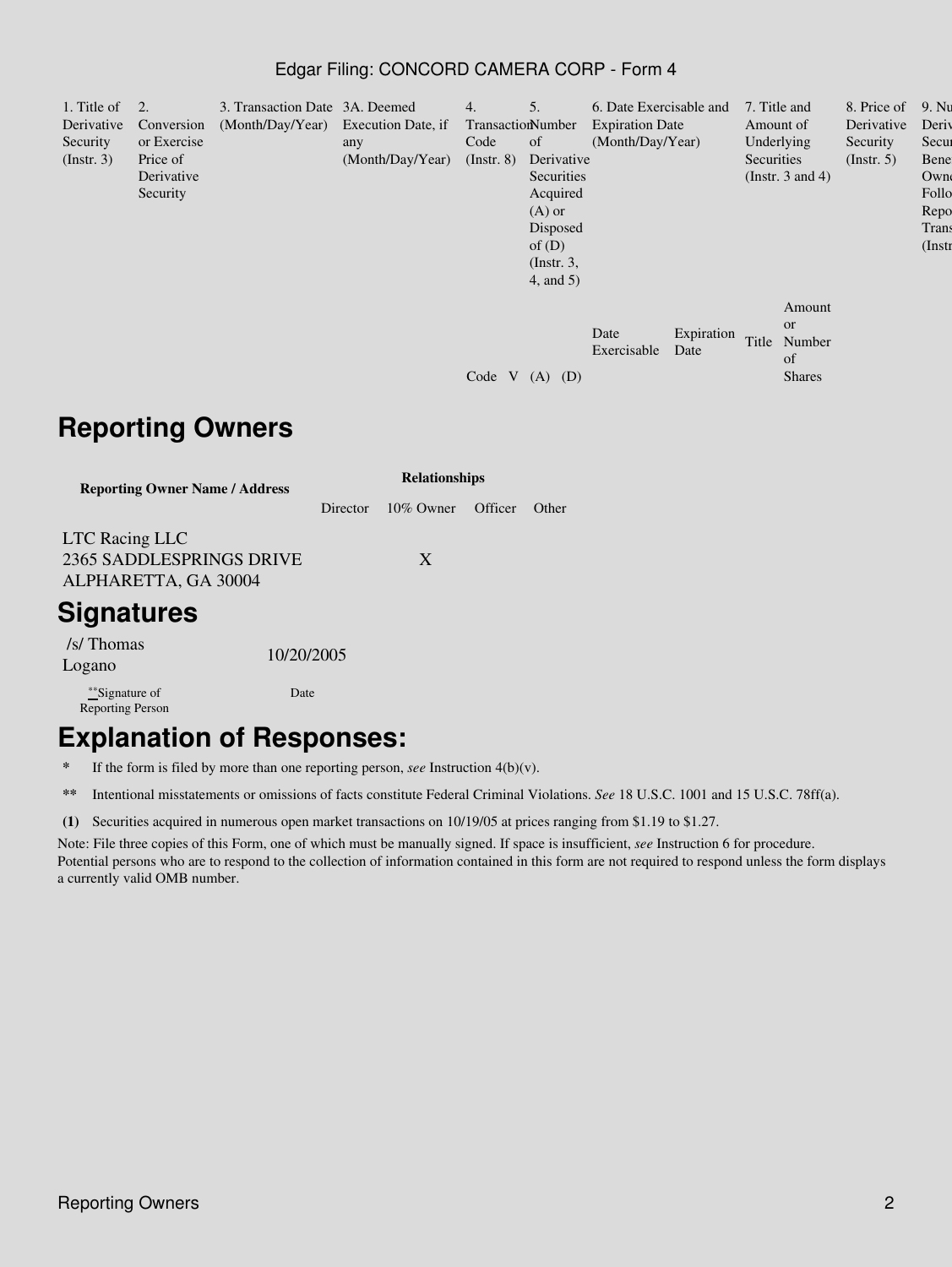| 1. Title of Derivative Security (Instr. 3) | 2. Conversion or Exercise Price of Derivative Security | 3. Transaction Date (Month/Day/Year) | 3A. Deemed Execution Date, if any (Month/Day/Year) | 4. Transaction Code (Instr. 8) | | 5. Number of Derivative Securities Acquired (A) or Disposed of (D) (Instr. 3, 4, and 5) | | 6. Date Exercisable and Expiration Date (Month/Day/Year) | | 7. Title and Amount of Underlying Securities (Instr. 3 and 4) | | 8. Price of Derivative Security (Instr. 5) | 9. Nu Deriv Secur Bene Owne Follo Repo Trans (Instr |
|---|---|---|---|---|---|---|---|---|---|---|---|---|---|
| | | | | Code | V | (A) | (D) | Date Exercisable | Expiration Date | Title | Amount or Number of Shares | | |

# Reporting Owners

| Reporting Owner Name / Address | Relationships | | | |
|---|---|---|---|---|
| | Director | 10% Owner | Officer | Other |
| LTC Racing LLC<br>2365 SADDLESPRINGS DRIVE<br>ALPHARETTA, GA 30004 | | X | | |

# Signatures

| | |
|---|---|
| /s/ Thomas Logano | 10/20/2005 |
| **Signature of Reporting Person | Date |

# Explanation of Responses:

\* If the form is filed by more than one reporting person, *see* Instruction 4(b)(v).

\*\* Intentional misstatements or omissions of facts constitute Federal Criminal Violations. *See* 18 U.S.C. 1001 and 15 U.S.C. 78ff(a).

**(1)** Securities acquired in numerous open market transactions on 10/19/05 at prices ranging from $1.19 to $1.27.

Note: File three copies of this Form, one of which must be manually signed. If space is insufficient, *see* Instruction 6 for procedure.

Potential persons who are to respond to the collection of information contained in this form are not required to respond unless the form displays a currently valid OMB number.